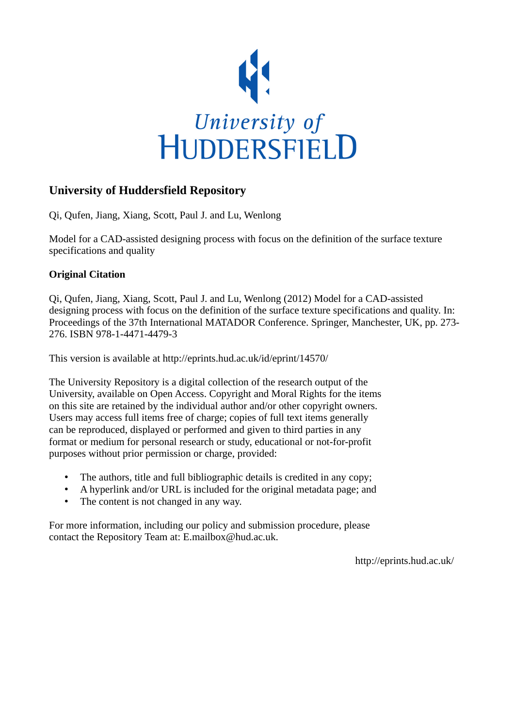University of
HUDDERSFIELD

## University of Huddersfield Repository

Qi, Qufen, Jiang, Xiang, Scott, Paul J. and Lu, Wenlong

Model for a CAD-assisted designing process with focus on the definition of the surface texture specifications and quality

### Original Citation

Qi, Qufen, Jiang, Xiang, Scott, Paul J. and Lu, Wenlong (2012) Model for a CAD-assisted designing process with focus on the definition of the surface texture specifications and quality. In: Proceedings of the 37th International MATADOR Conference. Springer, Manchester, UK, pp. 273-276. ISBN 978-1-4471-4479-3

This version is available at http://eprints.hud.ac.uk/id/eprint/14570/

The University Repository is a digital collection of the research output of the University, available on Open Access. Copyright and Moral Rights for the items on this site are retained by the individual author and/or other copyright owners. Users may access full items free of charge; copies of full text items generally can be reproduced, displayed or performed and given to third parties in any format or medium for personal research or study, educational or not-for-profit purposes without prior permission or charge, provided:

- The authors, title and full bibliographic details is credited in any copy;
- A hyperlink and/or URL is included for the original metadata page; and
- The content is not changed in any way.

For more information, including our policy and submission procedure, please contact the Repository Team at: E.mailbox@hud.ac.uk.

http://eprints.hud.ac.uk/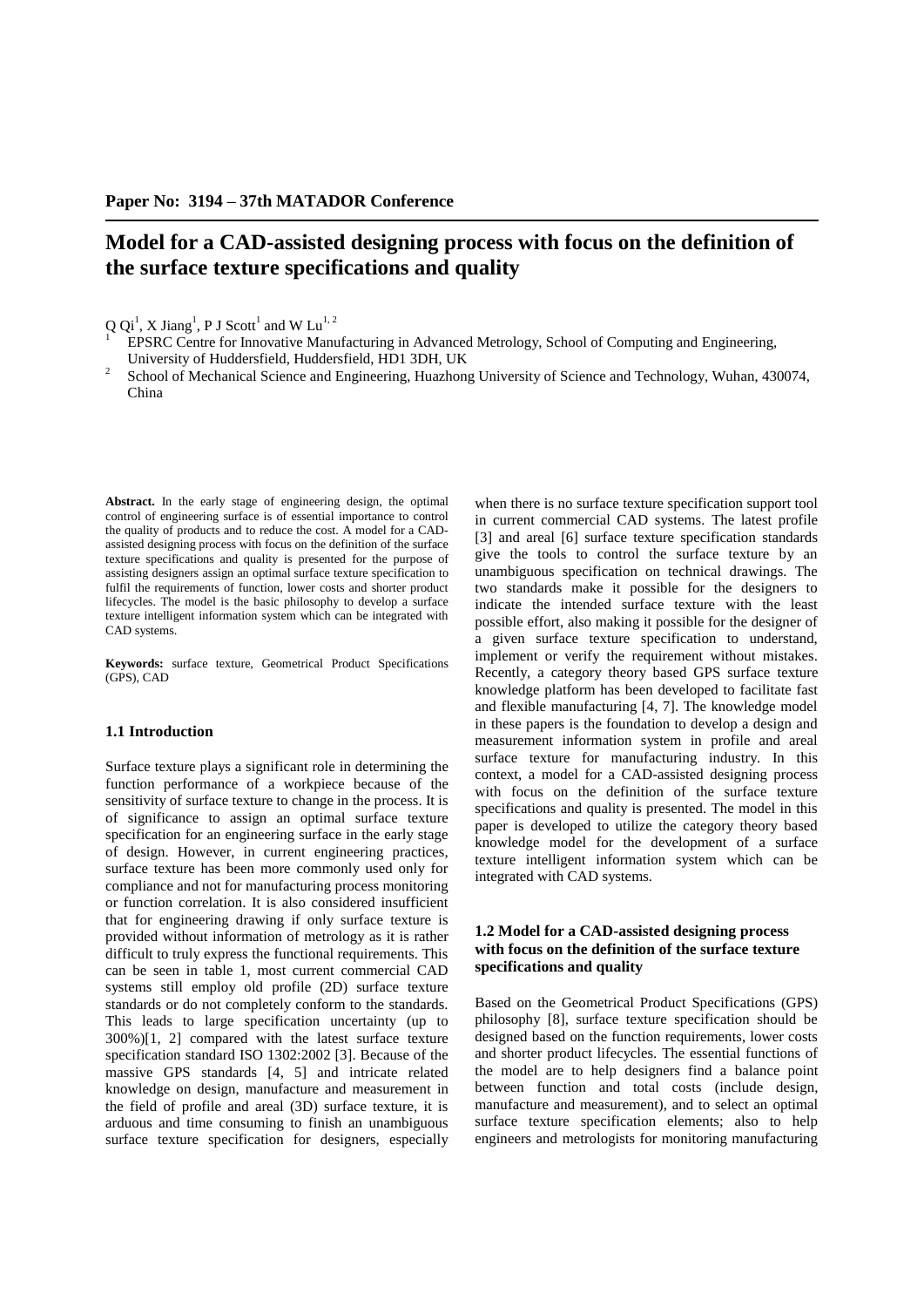Paper No: 3194 – 37th MATADOR Conference

# Model for a CAD-assisted designing process with focus on the definition of the surface texture specifications and quality

Q Qi[1], X Jiang[1], P J Scott[1] and W Lu[1, 2]

[1] EPSRC Centre for Innovative Manufacturing in Advanced Metrology, School of Computing and Engineering, University of Huddersfield, Huddersfield, HD1 3DH, UK

[2] School of Mechanical Science and Engineering, Huazhong University of Science and Technology, Wuhan, 430074, China

**Abstract.** In the early stage of engineering design, the optimal control of engineering surface is of essential importance to control the quality of products and to reduce the cost. A model for a CAD-assisted designing process with focus on the definition of the surface texture specifications and quality is presented for the purpose of assisting designers assign an optimal surface texture specification to fulfil the requirements of function, lower costs and shorter product lifecycles. The model is the basic philosophy to develop a surface texture intelligent information system which can be integrated with CAD systems.

**Keywords:** surface texture, Geometrical Product Specifications (GPS), CAD

## 1.1 Introduction

Surface texture plays a significant role in determining the function performance of a workpiece because of the sensitivity of surface texture to change in the process. It is of significance to assign an optimal surface texture specification for an engineering surface in the early stage of design. However, in current engineering practices, surface texture has been more commonly used only for compliance and not for manufacturing process monitoring or function correlation. It is also considered insufficient that for engineering drawing if only surface texture is provided without information of metrology as it is rather difficult to truly express the functional requirements. This can be seen in table 1, most current commercial CAD systems still employ old profile (2D) surface texture standards or do not completely conform to the standards. This leads to large specification uncertainty (up to 300%)[1, 2] compared with the latest surface texture specification standard ISO 1302:2002 [3]. Because of the massive GPS standards [4, 5] and intricate related knowledge on design, manufacture and measurement in the field of profile and areal (3D) surface texture, it is arduous and time consuming to finish an unambiguous surface texture specification for designers, especially when there is no surface texture specification support tool in current commercial CAD systems. The latest profile [3] and areal [6] surface texture specification standards give the tools to control the surface texture by an unambiguous specification on technical drawings. The two standards make it possible for the designers to indicate the intended surface texture with the least possible effort, also making it possible for the designer of a given surface texture specification to understand, implement or verify the requirement without mistakes. Recently, a category theory based GPS surface texture knowledge platform has been developed to facilitate fast and flexible manufacturing [4, 7]. The knowledge model in these papers is the foundation to develop a design and measurement information system in profile and areal surface texture for manufacturing industry. In this context, a model for a CAD-assisted designing process with focus on the definition of the surface texture specifications and quality is presented. The model in this paper is developed to utilize the category theory based knowledge model for the development of a surface texture intelligent information system which can be integrated with CAD systems.

## 1.2 Model for a CAD-assisted designing process with focus on the definition of the surface texture specifications and quality

Based on the Geometrical Product Specifications (GPS) philosophy [8], surface texture specification should be designed based on the function requirements, lower costs and shorter product lifecycles. The essential functions of the model are to help designers find a balance point between function and total costs (include design, manufacture and measurement), and to select an optimal surface texture specification elements; also to help engineers and metrologists for monitoring manufacturing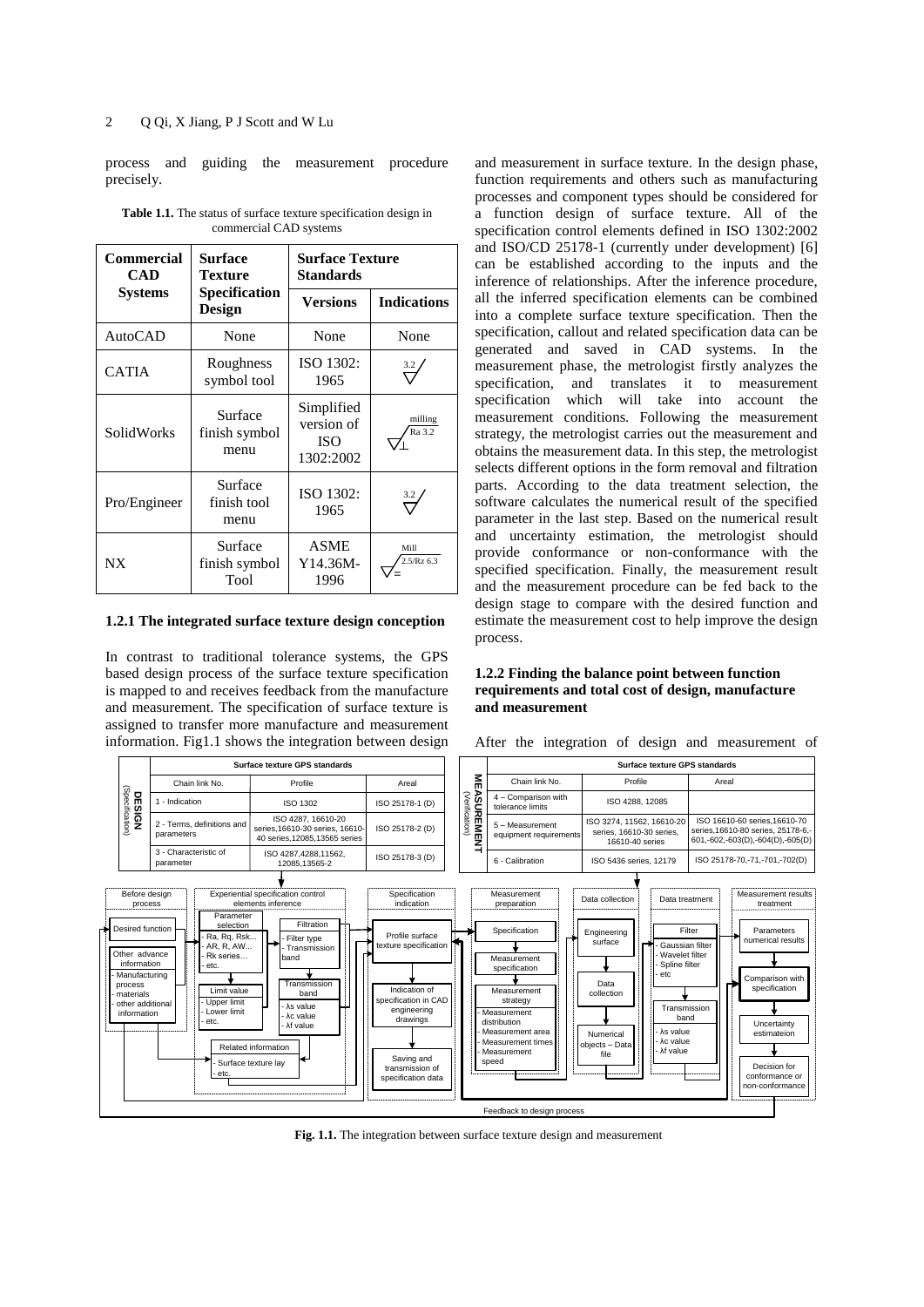process and guiding the measurement procedure precisely.

**Table 1.1.** The status of surface texture specification design in commercial CAD systems

| Commercial CAD Systems | Surface Texture Specification Design | Surface Texture Standards | |
|---|---|---|---|
| | | Versions | Indications |
| AutoCAD | None | None | None |
| CATIA | Roughness symbol tool | ISO 1302: 1965 | 3.2 |
| SolidWorks | Surface finish symbol menu | Simplified version of ISO 1302:2002 | milling Ra 3.2 |
| Pro/Engineer | Surface finish tool menu | ISO 1302: 1965 | 3.2 |
| NX | Surface finish symbol Tool | ASME Y14.36M-1996 | Mill 2.5/Rz 6.3 |

### 1.2.1 The integrated surface texture design conception

In contrast to traditional tolerance systems, the GPS based design process of the surface texture specification is mapped to and receives feedback from the manufacture and measurement. The specification of surface texture is assigned to transfer more manufacture and measurement information. Fig1.1 shows the integration between design and measurement in surface texture. In the design phase, function requirements and others such as manufacturing processes and component types should be considered for a function design of surface texture. All of the specification control elements defined in ISO 1302:2002 and ISO/CD 25178-1 (currently under development) [6] can be established according to the inputs and the inference of relationships. After the inference procedure, all the inferred specification elements can be combined into a complete surface texture specification. Then the specification, callout and related specification data can be generated and saved in CAD systems. In the measurement phase, the metrologist firstly analyzes the specification, and translates it to measurement specification which will take into account the measurement conditions. Following the measurement strategy, the metrologist carries out the measurement and obtains the measurement data. In this step, the metrologist selects different options in the form removal and filtration parts. According to the data treatment selection, the software calculates the numerical result of the specified parameter in the last step. Based on the numerical result and uncertainty estimation, the metrologist should provide conformance or non-conformance with the specified specification. Finally, the measurement result and the measurement procedure can be fed back to the design stage to compare with the desired function and estimate the measurement cost to help improve the design process.

### 1.2.2 Finding the balance point between function requirements and total cost of design, manufacture and measurement

After the integration of design and measurement of

Surface texture GPS standards

| DESIGN (Specification) Chain link No. | Profile | Areal |
|---|---|---|
| 1 - Indication | ISO 1302 | ISO 25178-1 (D) |
| 2 - Terms, definitions and parameters | ISO 4287, 16610-20 series,16610-30 series, 16610-40 series,12085,13565 series | ISO 25178-2 (D) |
| 3 - Characteristic of parameter | ISO 4287,4288,11562, 12085,13565-2 | ISO 25178-3 (D) |

| MEASUREMENT (Verification) Chain link No. | Profile | Areal |
|---|---|---|
| 4 – Comparison with tolerance limits | ISO 4288, 12085 | |
| 5 – Measurement equipment requirements | ISO 3274, 11562, 16610-20 series, 16610-30 series, 16610-40 series | ISO 16610-60 series,16610-70 series,16610-80 series, 25178-6,-601,-602,-603(D),-604(D),-605(D) |
| 6 - Calibration | ISO 5436 series, 12179 | ISO 25178-70,-71,-701,-702(D) |

Before design process: Desired function; Other advance information; - Manufacturing process - materials - other additional information

Experiential specification control elements inference: Parameter selection - Ra, Rq, Rsk... - AR, R, AW... - Rk series… - etc.; Filtration - Filter type - Transmission band; Limit value - Upper limit - Lower limit - etc.; Transmission band - λs value - λc value - λf value; Related information - Surface texture lay - etc.

Specification indication: Profile surface texture specification; Indication of specification in CAD engineering drawings; Saving and transmission of specification data

Measurement preparation: Specification; Measurement specification; Measurement strategy - Measurement distribution - Measurement area - Measurement times - Measurement speed

Data collection: Engineering surface; Data collection; Numerical objects – Data file

Data treatment: Filter - Gaussian filter - Wavelet filter - Spline filter - etc; Transmission band - λs value - λc value - λf value

Measurement results treatment: Parameters numerical results; Comparison with specification; Uncertainty estimateion; Decision for conformance or non-conformance

Feedback to design process

**Fig. 1.1.** The integration between surface texture design and measurement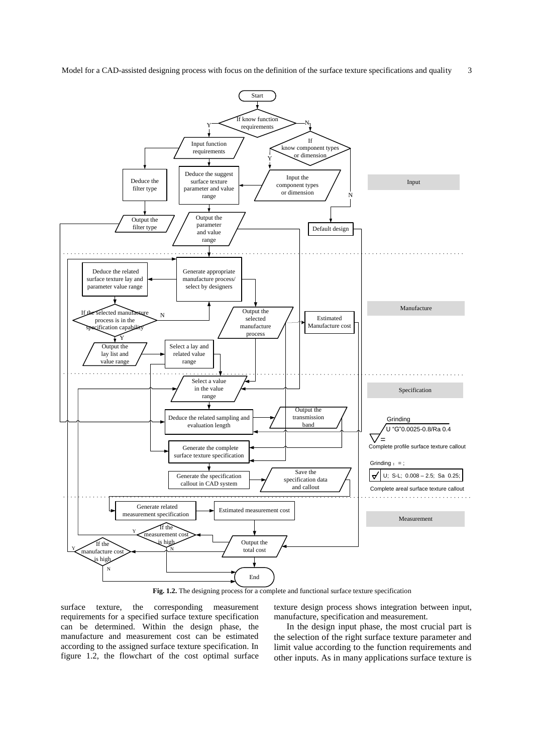**Fig. 1.2.** The designing process for a complete and functional surface texture specification

surface texture, the corresponding measurement requirements for a specified surface texture specification can be determined. Within the design phase, the manufacture and measurement cost can be estimated according to the assigned surface texture specification. In figure 1.2, the flowchart of the cost optimal surface texture design process shows integration between input, manufacture, specification and measurement.

In the design input phase, the most crucial part is the selection of the right surface texture parameter and limit value according to the function requirements and other inputs. As in many applications surface texture is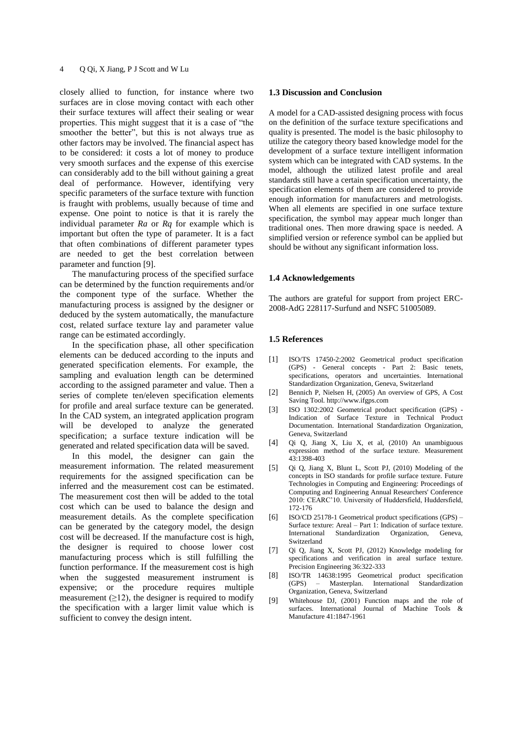closely allied to function, for instance where two surfaces are in close moving contact with each other their surface textures will affect their sealing or wear properties. This might suggest that it is a case of "the smoother the better", but this is not always true as other factors may be involved. The financial aspect has to be considered: it costs a lot of money to produce very smooth surfaces and the expense of this exercise can considerably add to the bill without gaining a great deal of performance. However, identifying very specific parameters of the surface texture with function is fraught with problems, usually because of time and expense. One point to notice is that it is rarely the individual parameter *Ra* or *Rq* for example which is important but often the type of parameter. It is a fact that often combinations of different parameter types are needed to get the best correlation between parameter and function [9].

The manufacturing process of the specified surface can be determined by the function requirements and/or the component type of the surface. Whether the manufacturing process is assigned by the designer or deduced by the system automatically, the manufacture cost, related surface texture lay and parameter value range can be estimated accordingly.

In the specification phase, all other specification elements can be deduced according to the inputs and generated specification elements. For example, the sampling and evaluation length can be determined according to the assigned parameter and value. Then a series of complete ten/eleven specification elements for profile and areal surface texture can be generated. In the CAD system, an integrated application program will be developed to analyze the generated specification; a surface texture indication will be generated and related specification data will be saved.

In this model, the designer can gain the measurement information. The related measurement requirements for the assigned specification can be inferred and the measurement cost can be estimated. The measurement cost then will be added to the total cost which can be used to balance the design and measurement details. As the complete specification can be generated by the category model, the design cost will be decreased. If the manufacture cost is high, the designer is required to choose lower cost manufacturing process which is still fulfilling the function performance. If the measurement cost is high when the suggested measurement instrument is expensive; or the procedure requires multiple measurement ($\geq$12), the designer is required to modify the specification with a larger limit value which is sufficient to convey the design intent.

### 1.3 Discussion and Conclusion

A model for a CAD-assisted designing process with focus on the definition of the surface texture specifications and quality is presented. The model is the basic philosophy to utilize the category theory based knowledge model for the development of a surface texture intelligent information system which can be integrated with CAD systems. In the model, although the utilized latest profile and areal standards still have a certain specification uncertainty, the specification elements of them are considered to provide enough information for manufacturers and metrologists. When all elements are specified in one surface texture specification, the symbol may appear much longer than traditional ones. Then more drawing space is needed. A simplified version or reference symbol can be applied but should be without any significant information loss.

### 1.4 Acknowledgements

The authors are grateful for support from project ERC-2008-AdG 228117-Surfund and NSFC 51005089.

### 1.5 References

[1] ISO/TS 17450-2:2002 Geometrical product specification (GPS) - General concepts - Part 2: Basic tenets, specifications, operators and uncertainties. International Standardization Organization, Geneva, Switzerland

[2] Bennich P, Nielsen H, (2005) An overview of GPS, A Cost Saving Tool. http://www.ifgps.com

[3] ISO 1302:2002 Geometrical product specification (GPS) - Indication of Surface Texture in Technical Product Documentation. International Standardization Organization, Geneva, Switzerland

[4] Qi Q, Jiang X, Liu X, et al, (2010) An unambiguous expression method of the surface texture. Measurement 43:1398-403

[5] Qi Q, Jiang X, Blunt L, Scott PJ, (2010) Modeling of the concepts in ISO standards for profile surface texture. Future Technologies in Computing and Engineering: Proceedings of Computing and Engineering Annual Researchers' Conference 2010: CEARC'10. University of Huddersfield, Huddersfield, 172-176

[6] ISO/CD 25178-1 Geometrical product specifications (GPS) – Surface texture: Areal – Part 1: Indication of surface texture. International Standardization Organization, Geneva, Switzerland

[7] Qi Q, Jiang X, Scott PJ, (2012) Knowledge modeling for specifications and verification in areal surface texture. Precision Engineering 36:322-333

[8] ISO/TR 14638:1995 Geometrical product specification (GPS) – Masterplan. International Standardization Organization, Geneva, Switzerland

[9] Whitehouse DJ, (2001) Function maps and the role of surfaces. International Journal of Machine Tools & Manufacture 41:1847-1961